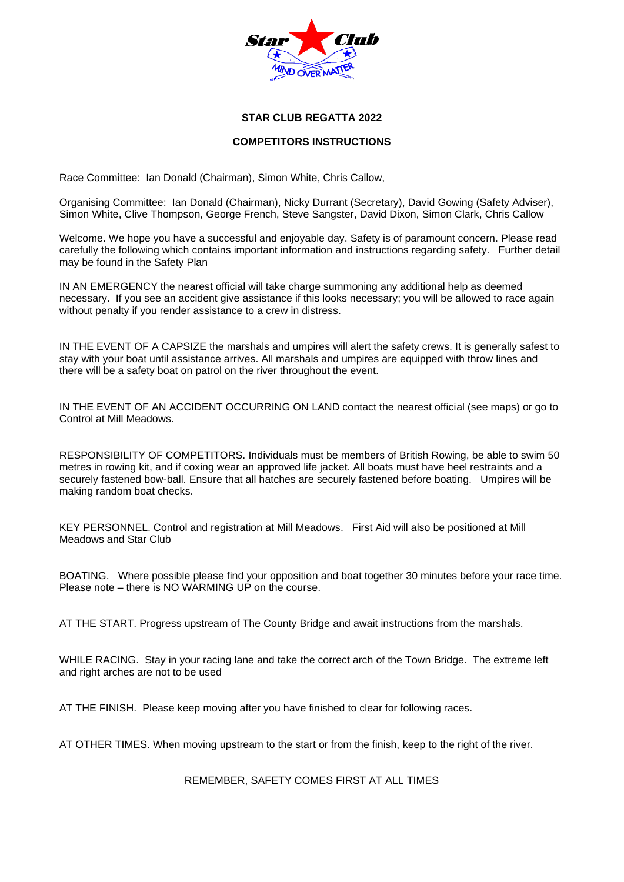# STAR CLUB REGATTA 2022

## COMPETITORS INSTRUCTIONS

Race Committee: Ian Donald (Chairman), Simon White, Chris Callow,

Organising Committee: Ian Donald (Chairman), Nicky Durrant (Secretary), David Gowing (Safety Adviser), Simon White, Clive Thompson, George French, Steve Sangster, David Dixon, Simon Clark, Chris Callow

Welcome. We hope you have a successful and enjoyable day. Safety is of paramount concern. Please read carefully the following which contains important information and instructions regarding safety. Further detail may be found in the Safety Plan

IN AN EMERGENCY the nearest official will take charge summoning any additional help as deemed necessary. If you see an accident give assistance if this looks necessary; you will be allowed to race again without penalty if you render assistance to a crew in distress.

IN THE EVENT OF A CAPSIZE the marshals and umpires will alert the safety crews. It is generally safest to stay with your boat until assistance arrives. All marshals and umpires are equipped with throw lines and there will be a safety boat on patrol on the river throughout the event.

IN THE EVENT OF AN ACCIDENT OCCURRING ON LAND contact the nearest official (see maps) or go to Control at Mill Meadows.

RESPONSIBILITY OF COMPETITORS. Individuals must be members of British Rowing, be able to swim 50 metres in rowing kit, and if coxing wear an approved life jacket. All boats must have heel restraints and a securely fastened bow-ball. Ensure that all hatches are securely fastened before boating. Umpires will be making random boat checks.

KEY PERSONNEL. Control and registration at Mill Meadows. First Aid will also be positioned at Mill Meadows and Star Club

BOATING. Where possible please find your opposition and boat together 30 minutes before your race time. Please note – there is NO WARMING UP on the course.

AT THE START. Progress upstream of The County Bridge and await instructions from the marshals.

WHILE RACING. Stay in your racing lane and take the correct arch of the Town Bridge. The extreme left and right arches are not to be used

AT THE FINISH. Please keep moving after you have finished to clear for following races.

AT OTHER TIMES. When moving upstream to the start or from the finish, keep to the right of the river.

REMEMBER, SAFETY COMES FIRST AT ALL TIMES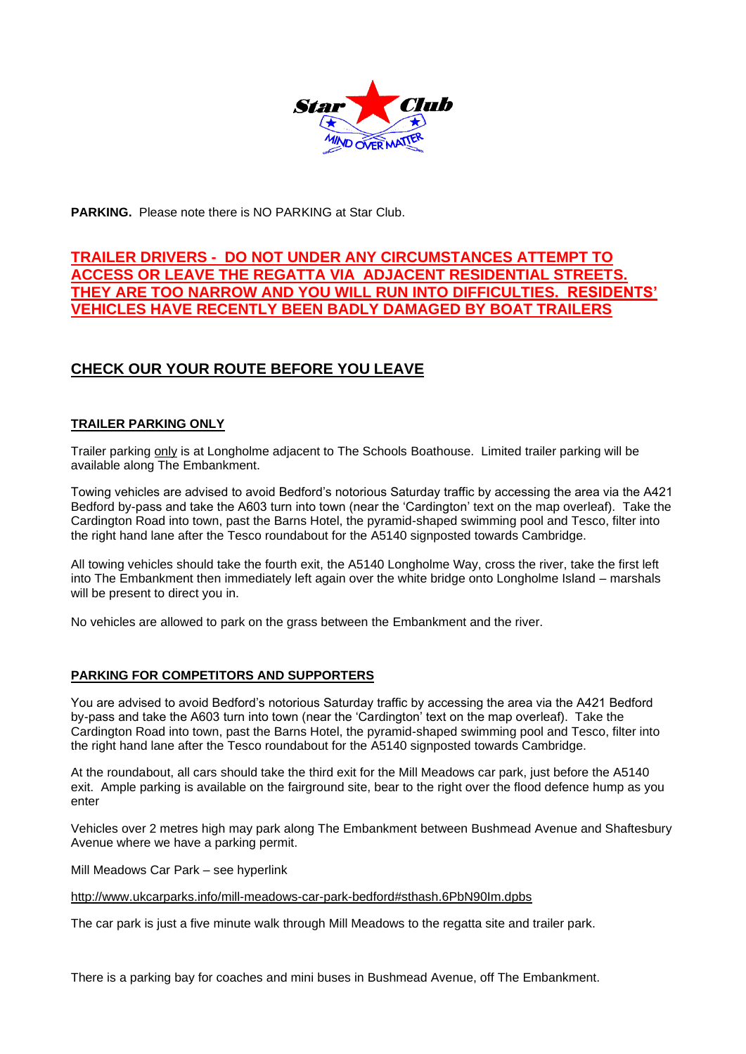**PARKING.** Please note there is NO PARKING at Star Club.

**TRAILER DRIVERS - DO NOT UNDER ANY CIRCUMSTANCES ATTEMPT TO ACCESS OR LEAVE THE REGATTA VIA ADJACENT RESIDENTIAL STREETS. THEY ARE TOO NARROW AND YOU WILL RUN INTO DIFFICULTIES. RESIDENTS' VEHICLES HAVE RECENTLY BEEN BADLY DAMAGED BY BOAT TRAILERS**

## CHECK OUR YOUR ROUTE BEFORE YOU LEAVE

### TRAILER PARKING ONLY

Trailer parking only is at Longholme adjacent to The Schools Boathouse. Limited trailer parking will be available along The Embankment.

Towing vehicles are advised to avoid Bedford's notorious Saturday traffic by accessing the area via the A421 Bedford by-pass and take the A603 turn into town (near the 'Cardington' text on the map overleaf). Take the Cardington Road into town, past the Barns Hotel, the pyramid-shaped swimming pool and Tesco, filter into the right hand lane after the Tesco roundabout for the A5140 signposted towards Cambridge.

All towing vehicles should take the fourth exit, the A5140 Longholme Way, cross the river, take the first left into The Embankment then immediately left again over the white bridge onto Longholme Island – marshals will be present to direct you in.

No vehicles are allowed to park on the grass between the Embankment and the river.

### PARKING FOR COMPETITORS AND SUPPORTERS

You are advised to avoid Bedford's notorious Saturday traffic by accessing the area via the A421 Bedford by-pass and take the A603 turn into town (near the 'Cardington' text on the map overleaf). Take the Cardington Road into town, past the Barns Hotel, the pyramid-shaped swimming pool and Tesco, filter into the right hand lane after the Tesco roundabout for the A5140 signposted towards Cambridge.

At the roundabout, all cars should take the third exit for the Mill Meadows car park, just before the A5140 exit. Ample parking is available on the fairground site, bear to the right over the flood defence hump as you enter

Vehicles over 2 metres high may park along The Embankment between Bushmead Avenue and Shaftesbury Avenue where we have a parking permit.

Mill Meadows Car Park – see hyperlink

http://www.ukcarparks.info/mill-meadows-car-park-bedford#sthash.6PbN90Im.dpbs

The car park is just a five minute walk through Mill Meadows to the regatta site and trailer park.

There is a parking bay for coaches and mini buses in Bushmead Avenue, off The Embankment.